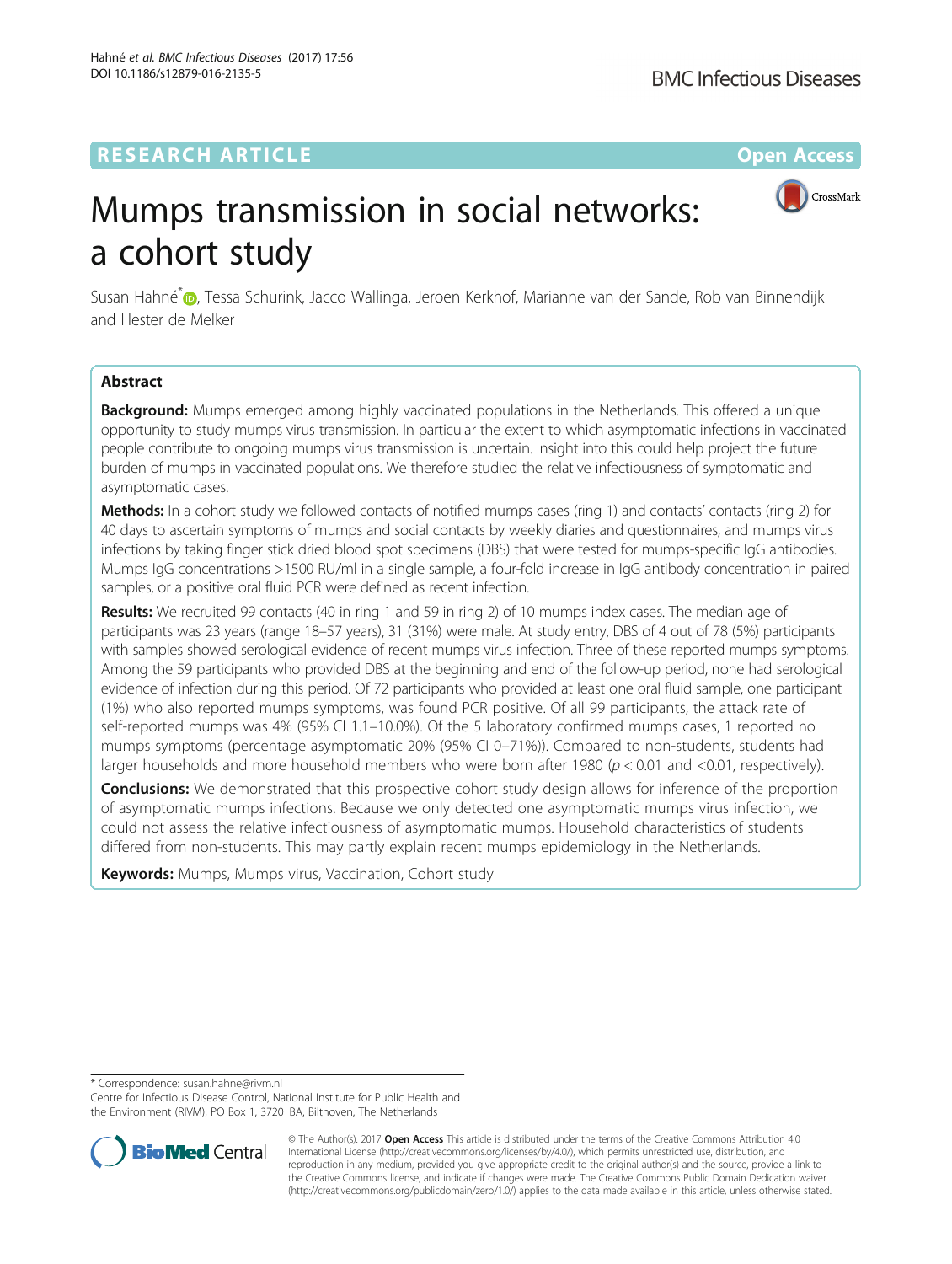RESEARCH ARTICLE

Open Access

# Mumps transmission in social networks: a cohort study

Susan Hahné*, Tessa Schurink, Jacco Wallinga, Jeroen Kerkhof, Marianne van der Sande, Rob van Binnendijk and Hester de Melker

## Abstract

**Background:** Mumps emerged among highly vaccinated populations in the Netherlands. This offered a unique opportunity to study mumps virus transmission. In particular the extent to which asymptomatic infections in vaccinated people contribute to ongoing mumps virus transmission is uncertain. Insight into this could help project the future burden of mumps in vaccinated populations. We therefore studied the relative infectiousness of symptomatic and asymptomatic cases.

**Methods:** In a cohort study we followed contacts of notified mumps cases (ring 1) and contacts' contacts (ring 2) for 40 days to ascertain symptoms of mumps and social contacts by weekly diaries and questionnaires, and mumps virus infections by taking finger stick dried blood spot specimens (DBS) that were tested for mumps-specific IgG antibodies. Mumps IgG concentrations >1500 RU/ml in a single sample, a four-fold increase in IgG antibody concentration in paired samples, or a positive oral fluid PCR were defined as recent infection.

**Results:** We recruited 99 contacts (40 in ring 1 and 59 in ring 2) of 10 mumps index cases. The median age of participants was 23 years (range 18–57 years), 31 (31%) were male. At study entry, DBS of 4 out of 78 (5%) participants with samples showed serological evidence of recent mumps virus infection. Three of these reported mumps symptoms. Among the 59 participants who provided DBS at the beginning and end of the follow-up period, none had serological evidence of infection during this period. Of 72 participants who provided at least one oral fluid sample, one participant (1%) who also reported mumps symptoms, was found PCR positive. Of all 99 participants, the attack rate of self-reported mumps was 4% (95% CI 1.1–10.0%). Of the 5 laboratory confirmed mumps cases, 1 reported no mumps symptoms (percentage asymptomatic 20% (95% CI 0–71%)). Compared to non-students, students had larger households and more household members who were born after 1980 ($p < 0.01$ and $<0.01$, respectively).

**Conclusions:** We demonstrated that this prospective cohort study design allows for inference of the proportion of asymptomatic mumps infections. Because we only detected one asymptomatic mumps virus infection, we could not assess the relative infectiousness of asymptomatic mumps. Household characteristics of students differed from non-students. This may partly explain recent mumps epidemiology in the Netherlands.

**Keywords:** Mumps, Mumps virus, Vaccination, Cohort study

\* Correspondence: susan.hahne@rivm.nl
Centre for Infectious Disease Control, National Institute for Public Health and the Environment (RIVM), PO Box 1, 3720 BA, Bilthoven, The Netherlands

© The Author(s). 2017 **Open Access** This article is distributed under the terms of the Creative Commons Attribution 4.0 International License (http://creativecommons.org/licenses/by/4.0/), which permits unrestricted use, distribution, and reproduction in any medium, provided you give appropriate credit to the original author(s) and the source, provide a link to the Creative Commons license, and indicate if changes were made. The Creative Commons Public Domain Dedication waiver (http://creativecommons.org/publicdomain/zero/1.0/) applies to the data made available in this article, unless otherwise stated.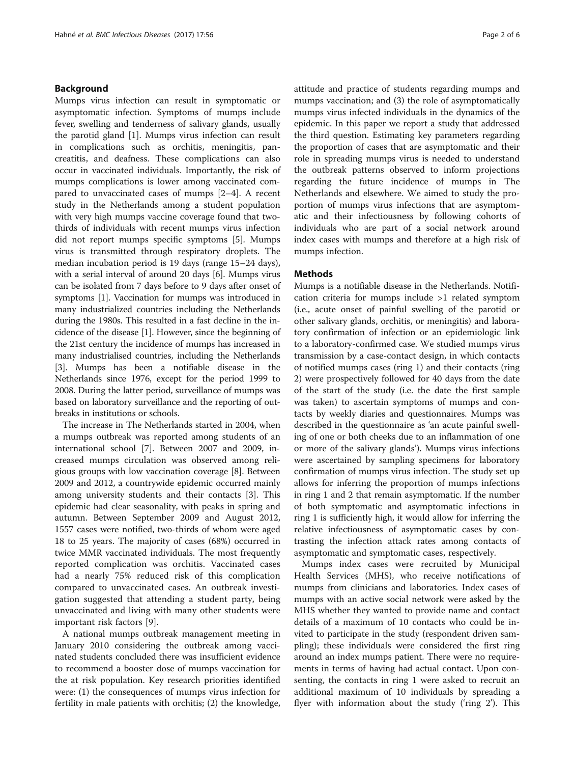## Background

Mumps virus infection can result in symptomatic or asymptomatic infection. Symptoms of mumps include fever, swelling and tenderness of salivary glands, usually the parotid gland [1]. Mumps virus infection can result in complications such as orchitis, meningitis, pancreatitis, and deafness. These complications can also occur in vaccinated individuals. Importantly, the risk of mumps complications is lower among vaccinated compared to unvaccinated cases of mumps [2–4]. A recent study in the Netherlands among a student population with very high mumps vaccine coverage found that two-thirds of individuals with recent mumps virus infection did not report mumps specific symptoms [5]. Mumps virus is transmitted through respiratory droplets. The median incubation period is 19 days (range 15–24 days), with a serial interval of around 20 days [6]. Mumps virus can be isolated from 7 days before to 9 days after onset of symptoms [1]. Vaccination for mumps was introduced in many industrialized countries including the Netherlands during the 1980s. This resulted in a fast decline in the incidence of the disease [1]. However, since the beginning of the 21st century the incidence of mumps has increased in many industrialised countries, including the Netherlands [3]. Mumps has been a notifiable disease in the Netherlands since 1976, except for the period 1999 to 2008. During the latter period, surveillance of mumps was based on laboratory surveillance and the reporting of outbreaks in institutions or schools.

The increase in The Netherlands started in 2004, when a mumps outbreak was reported among students of an international school [7]. Between 2007 and 2009, increased mumps circulation was observed among religious groups with low vaccination coverage [8]. Between 2009 and 2012, a countrywide epidemic occurred mainly among university students and their contacts [3]. This epidemic had clear seasonality, with peaks in spring and autumn. Between September 2009 and August 2012, 1557 cases were notified, two-thirds of whom were aged 18 to 25 years. The majority of cases (68%) occurred in twice MMR vaccinated individuals. The most frequently reported complication was orchitis. Vaccinated cases had a nearly 75% reduced risk of this complication compared to unvaccinated cases. An outbreak investigation suggested that attending a student party, being unvaccinated and living with many other students were important risk factors [9].

A national mumps outbreak management meeting in January 2010 considering the outbreak among vaccinated students concluded there was insufficient evidence to recommend a booster dose of mumps vaccination for the at risk population. Key research priorities identified were: (1) the consequences of mumps virus infection for fertility in male patients with orchitis; (2) the knowledge, attitude and practice of students regarding mumps and mumps vaccination; and (3) the role of asymptomatically mumps virus infected individuals in the dynamics of the epidemic. In this paper we report a study that addressed the third question. Estimating key parameters regarding the proportion of cases that are asymptomatic and their role in spreading mumps virus is needed to understand the outbreak patterns observed to inform projections regarding the future incidence of mumps in The Netherlands and elsewhere. We aimed to study the proportion of mumps virus infections that are asymptomatic and their infectiousness by following cohorts of individuals who are part of a social network around index cases with mumps and therefore at a high risk of mumps infection.

## Methods

Mumps is a notifiable disease in the Netherlands. Notification criteria for mumps include >1 related symptom (i.e., acute onset of painful swelling of the parotid or other salivary glands, orchitis, or meningitis) and laboratory confirmation of infection or an epidemiologic link to a laboratory-confirmed case. We studied mumps virus transmission by a case-contact design, in which contacts of notified mumps cases (ring 1) and their contacts (ring 2) were prospectively followed for 40 days from the date of the start of the study (i.e. the date the first sample was taken) to ascertain symptoms of mumps and contacts by weekly diaries and questionnaires. Mumps was described in the questionnaire as 'an acute painful swelling of one or both cheeks due to an inflammation of one or more of the salivary glands'). Mumps virus infections were ascertained by sampling specimens for laboratory confirmation of mumps virus infection. The study set up allows for inferring the proportion of mumps infections in ring 1 and 2 that remain asymptomatic. If the number of both symptomatic and asymptomatic infections in ring 1 is sufficiently high, it would allow for inferring the relative infectiousness of asymptomatic cases by contrasting the infection attack rates among contacts of asymptomatic and symptomatic cases, respectively.

Mumps index cases were recruited by Municipal Health Services (MHS), who receive notifications of mumps from clinicians and laboratories. Index cases of mumps with an active social network were asked by the MHS whether they wanted to provide name and contact details of a maximum of 10 contacts who could be invited to participate in the study (respondent driven sampling); these individuals were considered the first ring around an index mumps patient. There were no requirements in terms of having had actual contact. Upon consenting, the contacts in ring 1 were asked to recruit an additional maximum of 10 individuals by spreading a flyer with information about the study ('ring 2'). This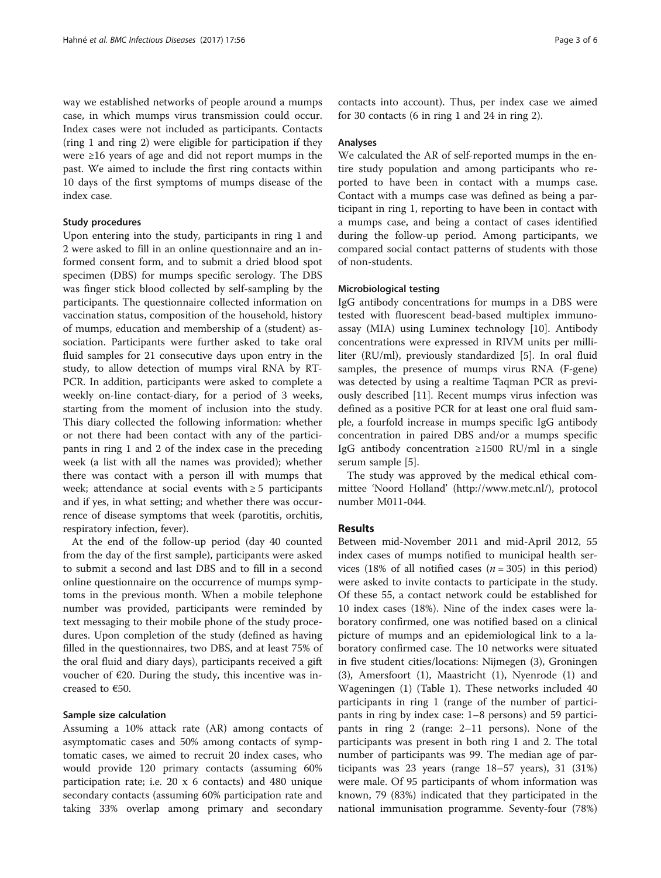way we established networks of people around a mumps case, in which mumps virus transmission could occur. Index cases were not included as participants. Contacts (ring 1 and ring 2) were eligible for participation if they were ≥16 years of age and did not report mumps in the past. We aimed to include the first ring contacts within 10 days of the first symptoms of mumps disease of the index case.

### Study procedures

Upon entering into the study, participants in ring 1 and 2 were asked to fill in an online questionnaire and an informed consent form, and to submit a dried blood spot specimen (DBS) for mumps specific serology. The DBS was finger stick blood collected by self-sampling by the participants. The questionnaire collected information on vaccination status, composition of the household, history of mumps, education and membership of a (student) association. Participants were further asked to take oral fluid samples for 21 consecutive days upon entry in the study, to allow detection of mumps viral RNA by RT-PCR. In addition, participants were asked to complete a weekly on-line contact-diary, for a period of 3 weeks, starting from the moment of inclusion into the study. This diary collected the following information: whether or not there had been contact with any of the participants in ring 1 and 2 of the index case in the preceding week (a list with all the names was provided); whether there was contact with a person ill with mumps that week; attendance at social events with ≥ 5 participants and if yes, in what setting; and whether there was occurrence of disease symptoms that week (parotitis, orchitis, respiratory infection, fever).

At the end of the follow-up period (day 40 counted from the day of the first sample), participants were asked to submit a second and last DBS and to fill in a second online questionnaire on the occurrence of mumps symptoms in the previous month. When a mobile telephone number was provided, participants were reminded by text messaging to their mobile phone of the study procedures. Upon completion of the study (defined as having filled in the questionnaires, two DBS, and at least 75% of the oral fluid and diary days), participants received a gift voucher of €20. During the study, this incentive was increased to €50.

### Sample size calculation

Assuming a 10% attack rate (AR) among contacts of asymptomatic cases and 50% among contacts of symptomatic cases, we aimed to recruit 20 index cases, who would provide 120 primary contacts (assuming 60% participation rate; i.e. 20 x 6 contacts) and 480 unique secondary contacts (assuming 60% participation rate and taking 33% overlap among primary and secondary contacts into account). Thus, per index case we aimed for 30 contacts (6 in ring 1 and 24 in ring 2).

### Analyses

We calculated the AR of self-reported mumps in the entire study population and among participants who reported to have been in contact with a mumps case. Contact with a mumps case was defined as being a participant in ring 1, reporting to have been in contact with a mumps case, and being a contact of cases identified during the follow-up period. Among participants, we compared social contact patterns of students with those of non-students.

### Microbiological testing

IgG antibody concentrations for mumps in a DBS were tested with fluorescent bead-based multiplex immunoassay (MIA) using Luminex technology [10]. Antibody concentrations were expressed in RIVM units per milliliter (RU/ml), previously standardized [5]. In oral fluid samples, the presence of mumps virus RNA (F-gene) was detected by using a realtime Taqman PCR as previously described [11]. Recent mumps virus infection was defined as a positive PCR for at least one oral fluid sample, a fourfold increase in mumps specific IgG antibody concentration in paired DBS and/or a mumps specific IgG antibody concentration ≥1500 RU/ml in a single serum sample [5].

The study was approved by the medical ethical committee 'Noord Holland' (http://www.metc.nl/), protocol number M011-044.

## Results

Between mid-November 2011 and mid-April 2012, 55 index cases of mumps notified to municipal health services (18% of all notified cases ($n = 305$) in this period) were asked to invite contacts to participate in the study. Of these 55, a contact network could be established for 10 index cases (18%). Nine of the index cases were laboratory confirmed, one was notified based on a clinical picture of mumps and an epidemiological link to a laboratory confirmed case. The 10 networks were situated in five student cities/locations: Nijmegen (3), Groningen (3), Amersfoort (1), Maastricht (1), Nyenrode (1) and Wageningen (1) (Table 1). These networks included 40 participants in ring 1 (range of the number of participants in ring by index case: 1–8 persons) and 59 participants in ring 2 (range: 2–11 persons). None of the participants was present in both ring 1 and 2. The total number of participants was 99. The median age of participants was 23 years (range 18–57 years), 31 (31%) were male. Of 95 participants of whom information was known, 79 (83%) indicated that they participated in the national immunisation programme. Seventy-four (78%)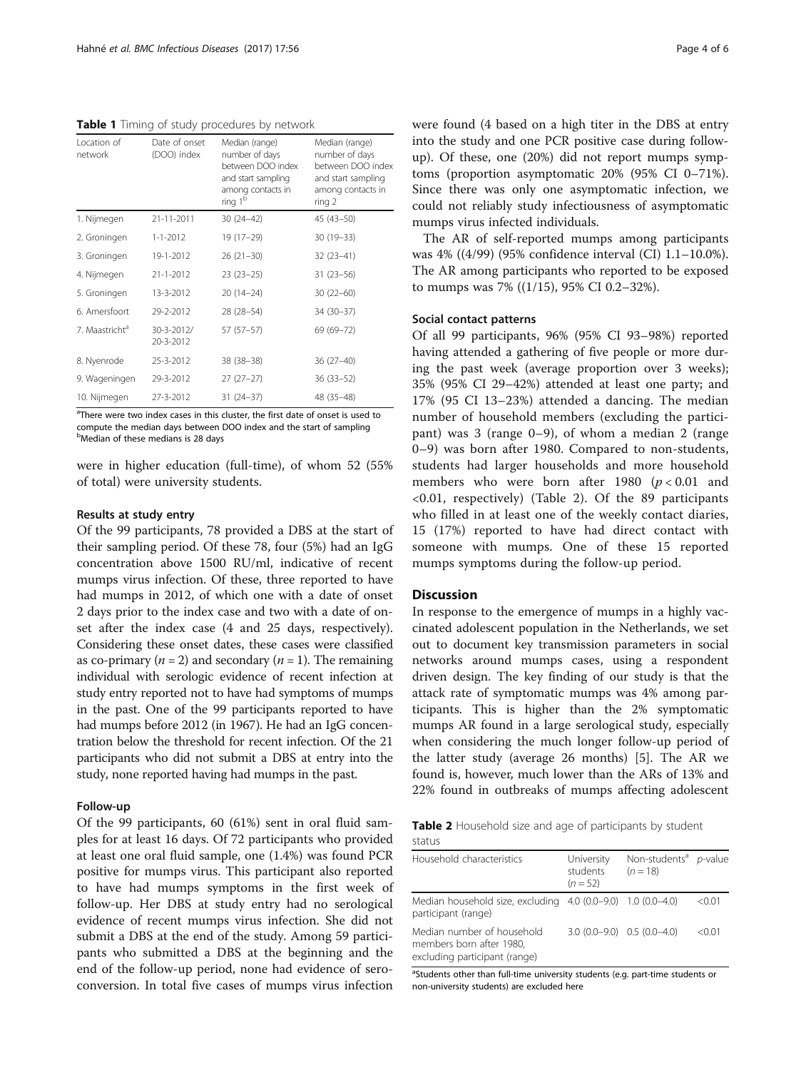**Table 1** Timing of study procedures by network

| Location of network | Date of onset (DOO) index | Median (range) number of days between DOO index and start sampling among contacts in ring 1[b] | Median (range) number of days between DOO index and start sampling among contacts in ring 2 |
|---|---|---|---|
| 1. Nijmegen | 21-11-2011 | 30 (24–42) | 45 (43–50) |
| 2. Groningen | 1-1-2012 | 19 (17–29) | 30 (19–33) |
| 3. Groningen | 19-1-2012 | 26 (21–30) | 32 (23–41) |
| 4. Nijmegen | 21-1-2012 | 23 (23–25) | 31 (23–56) |
| 5. Groningen | 13-3-2012 | 20 (14–24) | 30 (22–60) |
| 6. Amersfoort | 29-2-2012 | 28 (28–54) | 34 (30–37) |
| 7. Maastricht[a] | 30-3-2012/ 20-3-2012 | 57 (57–57) | 69 (69–72) |
| 8. Nyenrode | 25-3-2012 | 38 (38–38) | 36 (27–40) |
| 9. Wageningen | 29-3-2012 | 27 (27–27) | 36 (33–52) |
| 10. Nijmegen | 27-3-2012 | 31 (24–37) | 48 (35–48) |

[a]There were two index cases in this cluster, the first date of onset is used to compute the median days between DOO index and the start of sampling
[b]Median of these medians is 28 days

were in higher education (full-time), of whom 52 (55% of total) were university students.

### Results at study entry

Of the 99 participants, 78 provided a DBS at the start of their sampling period. Of these 78, four (5%) had an IgG concentration above 1500 RU/ml, indicative of recent mumps virus infection. Of these, three reported to have had mumps in 2012, of which one with a date of onset 2 days prior to the index case and two with a date of onset after the index case (4 and 25 days, respectively). Considering these onset dates, these cases were classified as co-primary ($n = 2$) and secondary ($n = 1$). The remaining individual with serologic evidence of recent infection at study entry reported not to have had symptoms of mumps in the past. One of the 99 participants reported to have had mumps before 2012 (in 1967). He had an IgG concentration below the threshold for recent infection. Of the 21 participants who did not submit a DBS at entry into the study, none reported having had mumps in the past.

### Follow-up

Of the 99 participants, 60 (61%) sent in oral fluid samples for at least 16 days. Of 72 participants who provided at least one oral fluid sample, one (1.4%) was found PCR positive for mumps virus. This participant also reported to have had mumps symptoms in the first week of follow-up. Her DBS at study entry had no serological evidence of recent mumps virus infection. She did not submit a DBS at the end of the study. Among 59 participants who submitted a DBS at the beginning and the end of the follow-up period, none had evidence of seroconversion. In total five cases of mumps virus infection were found (4 based on a high titer in the DBS at entry into the study and one PCR positive case during follow-up). Of these, one (20%) did not report mumps symptoms (proportion asymptomatic 20% (95% CI 0–71%). Since there was only one asymptomatic infection, we could not reliably study infectiousness of asymptomatic mumps virus infected individuals.

The AR of self-reported mumps among participants was 4% ((4/99) (95% confidence interval (CI) 1.1–10.0%). The AR among participants who reported to be exposed to mumps was 7% ((1/15), 95% CI 0.2–32%).

### Social contact patterns

Of all 99 participants, 96% (95% CI 93–98%) reported having attended a gathering of five people or more during the past week (average proportion over 3 weeks); 35% (95% CI 29–42%) attended at least one party; and 17% (95 CI 13–23%) attended a dancing. The median number of household members (excluding the participant) was 3 (range 0–9), of whom a median 2 (range 0–9) was born after 1980. Compared to non-students, students had larger households and more household members who were born after 1980 ($p < 0.01$ and $<0.01$, respectively) (Table 2). Of the 89 participants who filled in at least one of the weekly contact diaries, 15 (17%) reported to have had direct contact with someone with mumps. One of these 15 reported mumps symptoms during the follow-up period.

## Discussion

In response to the emergence of mumps in a highly vaccinated adolescent population in the Netherlands, we set out to document key transmission parameters in social networks around mumps cases, using a respondent driven design. The key finding of our study is that the attack rate of symptomatic mumps was 4% among participants. This is higher than the 2% symptomatic mumps AR found in a large serological study, especially when considering the much longer follow-up period of the latter study (average 26 months) [5]. The AR we found is, however, much lower than the ARs of 13% and 22% found in outbreaks of mumps affecting adolescent

**Table 2** Household size and age of participants by student status

| Household characteristics | University students ($n = 52$) | Non-students[a] ($n = 18$) | *p*-value |
|---|---|---|---|
| Median household size, excluding participant (range) | 4.0 (0.0–9.0) | 1.0 (0.0–4.0) | <0.01 |
| Median number of household members born after 1980, excluding participant (range) | 3.0 (0.0–9.0) | 0.5 (0.0–4.0) | <0.01 |

[a]Students other than full-time university students (e.g. part-time students or non-university students) are excluded here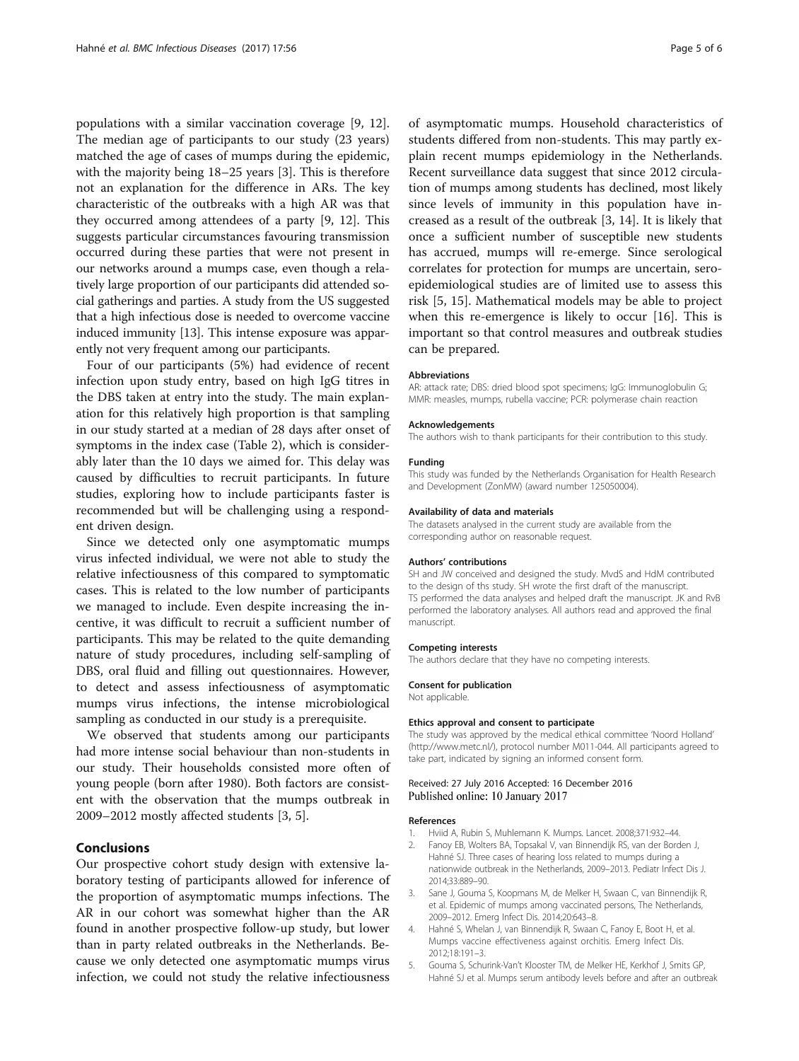populations with a similar vaccination coverage [9, 12]. The median age of participants to our study (23 years) matched the age of cases of mumps during the epidemic, with the majority being 18–25 years [3]. This is therefore not an explanation for the difference in ARs. The key characteristic of the outbreaks with a high AR was that they occurred among attendees of a party [9, 12]. This suggests particular circumstances favouring transmission occurred during these parties that were not present in our networks around a mumps case, even though a relatively large proportion of our participants did attended social gatherings and parties. A study from the US suggested that a high infectious dose is needed to overcome vaccine induced immunity [13]. This intense exposure was apparently not very frequent among our participants.

Four of our participants (5%) had evidence of recent infection upon study entry, based on high IgG titres in the DBS taken at entry into the study. The main explanation for this relatively high proportion is that sampling in our study started at a median of 28 days after onset of symptoms in the index case (Table 2), which is considerably later than the 10 days we aimed for. This delay was caused by difficulties to recruit participants. In future studies, exploring how to include participants faster is recommended but will be challenging using a respondent driven design.

Since we detected only one asymptomatic mumps virus infected individual, we were not able to study the relative infectiousness of this compared to symptomatic cases. This is related to the low number of participants we managed to include. Even despite increasing the incentive, it was difficult to recruit a sufficient number of participants. This may be related to the quite demanding nature of study procedures, including self-sampling of DBS, oral fluid and filling out questionnaires. However, to detect and assess infectiousness of asymptomatic mumps virus infections, the intense microbiological sampling as conducted in our study is a prerequisite.

We observed that students among our participants had more intense social behaviour than non-students in our study. Their households consisted more often of young people (born after 1980). Both factors are consistent with the observation that the mumps outbreak in 2009–2012 mostly affected students [3, 5].

## Conclusions

Our prospective cohort study design with extensive laboratory testing of participants allowed for inference of the proportion of asymptomatic mumps infections. The AR in our cohort was somewhat higher than the AR found in another prospective follow-up study, but lower than in party related outbreaks in the Netherlands. Because we only detected one asymptomatic mumps virus infection, we could not study the relative infectiousness of asymptomatic mumps. Household characteristics of students differed from non-students. This may partly explain recent mumps epidemiology in the Netherlands. Recent surveillance data suggest that since 2012 circulation of mumps among students has declined, most likely since levels of immunity in this population have increased as a result of the outbreak [3, 14]. It is likely that once a sufficient number of susceptible new students has accrued, mumps will re-emerge. Since serological correlates for protection for mumps are uncertain, sero-epidemiological studies are of limited use to assess this risk [5, 15]. Mathematical models may be able to project when this re-emergence is likely to occur [16]. This is important so that control measures and outbreak studies can be prepared.

#### Abbreviations

AR: attack rate; DBS: dried blood spot specimens; IgG: Immunoglobulin G; MMR: measles, mumps, rubella vaccine; PCR: polymerase chain reaction

#### Acknowledgements

The authors wish to thank participants for their contribution to this study.

#### Funding

This study was funded by the Netherlands Organisation for Health Research and Development (ZonMW) (award number 125050004).

#### Availability of data and materials

The datasets analysed in the current study are available from the corresponding author on reasonable request.

#### Authors' contributions

SH and JW conceived and designed the study. MvdS and HdM contributed to the design of ths study. SH wrote the first draft of the manuscript. TS performed the data analyses and helped draft the manuscript. JK and RvB performed the laboratory analyses. All authors read and approved the final manuscript.

#### Competing interests

The authors declare that they have no competing interests.

#### Consent for publication

Not applicable.

#### Ethics approval and consent to participate

The study was approved by the medical ethical committee 'Noord Holland' (http://www.metc.nl/), protocol number M011-044. All participants agreed to take part, indicated by signing an informed consent form.

Received: 27 July 2016 Accepted: 16 December 2016
Published online: 10 January 2017

#### References

1. Hviid A, Rubin S, Muhlemann K. Mumps. Lancet. 2008;371:932–44.
2. Fanoy EB, Wolters BA, Topsakal V, van Binnendijk RS, van der Borden J, Hahné SJ. Three cases of hearing loss related to mumps during a nationwide outbreak in the Netherlands, 2009–2013. Pediatr Infect Dis J. 2014;33:889–90.
3. Sane J, Gouma S, Koopmans M, de Melker H, Swaan C, van Binnendijk R, et al. Epidemic of mumps among vaccinated persons, The Netherlands, 2009–2012. Emerg Infect Dis. 2014;20:643–8.
4. Hahné S, Whelan J, van Binnendijk R, Swaan C, Fanoy E, Boot H, et al. Mumps vaccine effectiveness against orchitis. Emerg Infect Dis. 2012;18:191–3.
5. Gouma S, Schurink-Van't Klooster TM, de Melker HE, Kerkhof J, Smits GP, Hahné SJ et al. Mumps serum antibody levels before and after an outbreak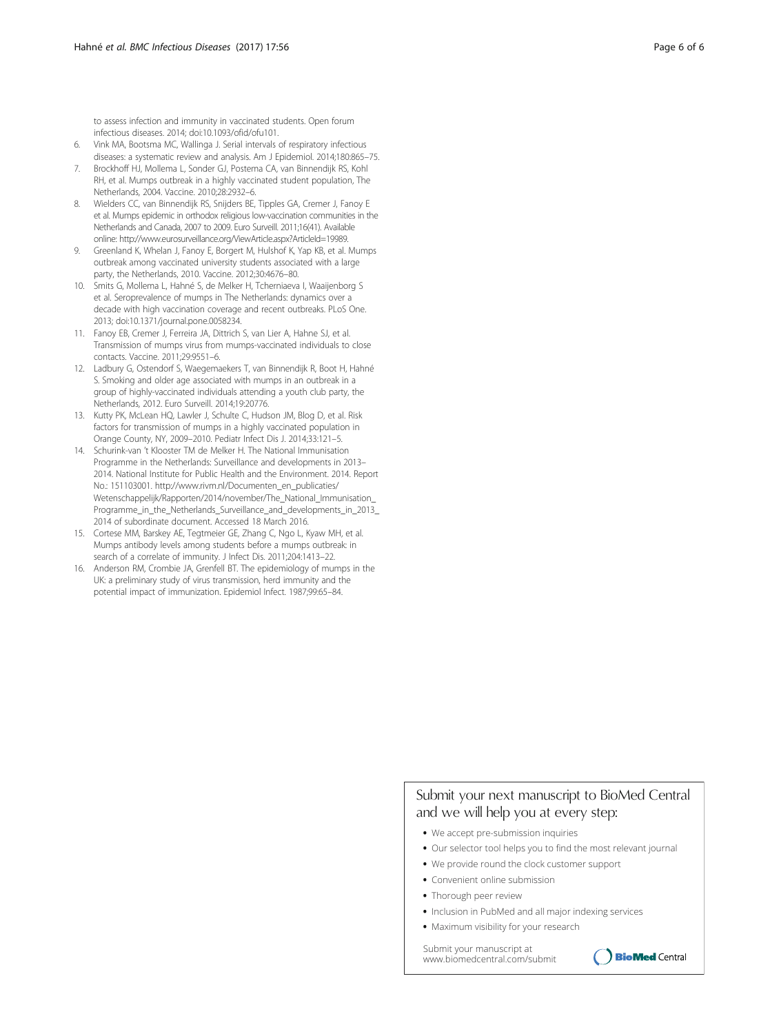to assess infection and immunity in vaccinated students. Open forum infectious diseases. 2014; doi:10.1093/ofid/ofu101.

6. Vink MA, Bootsma MC, Wallinga J. Serial intervals of respiratory infectious diseases: a systematic review and analysis. Am J Epidemiol. 2014;180:865–75.
7. Brockhoff HJ, Mollema L, Sonder GJ, Postema CA, van Binnendijk RS, Kohl RH, et al. Mumps outbreak in a highly vaccinated student population, The Netherlands, 2004. Vaccine. 2010;28:2932–6.
8. Wielders CC, van Binnendijk RS, Snijders BE, Tipples GA, Cremer J, Fanoy E et al. Mumps epidemic in orthodox religious low-vaccination communities in the Netherlands and Canada, 2007 to 2009. Euro Surveill. 2011;16(41). Available online: http://www.eurosurveillance.org/ViewArticle.aspx?ArticleId=19989.
9. Greenland K, Whelan J, Fanoy E, Borgert M, Hulshof K, Yap KB, et al. Mumps outbreak among vaccinated university students associated with a large party, the Netherlands, 2010. Vaccine. 2012;30:4676–80.
10. Smits G, Mollema L, Hahné S, de Melker H, Tcherniaeva I, Waaijenborg S et al. Seroprevalence of mumps in The Netherlands: dynamics over a decade with high vaccination coverage and recent outbreaks. PLoS One. 2013; doi:10.1371/journal.pone.0058234.
11. Fanoy EB, Cremer J, Ferreira JA, Dittrich S, van Lier A, Hahne SJ, et al. Transmission of mumps virus from mumps-vaccinated individuals to close contacts. Vaccine. 2011;29:9551–6.
12. Ladbury G, Ostendorf S, Waegemaekers T, van Binnendijk R, Boot H, Hahné S. Smoking and older age associated with mumps in an outbreak in a group of highly-vaccinated individuals attending a youth club party, the Netherlands, 2012. Euro Surveill. 2014;19:20776.
13. Kutty PK, McLean HQ, Lawler J, Schulte C, Hudson JM, Blog D, et al. Risk factors for transmission of mumps in a highly vaccinated population in Orange County, NY, 2009–2010. Pediatr Infect Dis J. 2014;33:121–5.
14. Schurink-van 't Klooster TM de Melker H. The National Immunisation Programme in the Netherlands: Surveillance and developments in 2013–2014. National Institute for Public Health and the Environment. 2014. Report No.: 151103001. http://www.rivm.nl/Documenten_en_publicaties/Wetenschappelijk/Rapporten/2014/november/The_National_Immunisation_Programme_in_the_Netherlands_Surveillance_and_developments_in_2013_2014 of subordinate document. Accessed 18 March 2016.
15. Cortese MM, Barskey AE, Tegtmeier GE, Zhang C, Ngo L, Kyaw MH, et al. Mumps antibody levels among students before a mumps outbreak: in search of a correlate of immunity. J Infect Dis. 2011;204:1413–22.
16. Anderson RM, Crombie JA, Grenfell BT. The epidemiology of mumps in the UK: a preliminary study of virus transmission, herd immunity and the potential impact of immunization. Epidemiol Infect. 1987;99:65–84.

Submit your next manuscript to BioMed Central and we will help you at every step:

- We accept pre-submission inquiries
- Our selector tool helps you to find the most relevant journal
- We provide round the clock customer support
- Convenient online submission
- Thorough peer review
- Inclusion in PubMed and all major indexing services
- Maximum visibility for your research

Submit your manuscript at www.biomedcentral.com/submit

BioMed Central